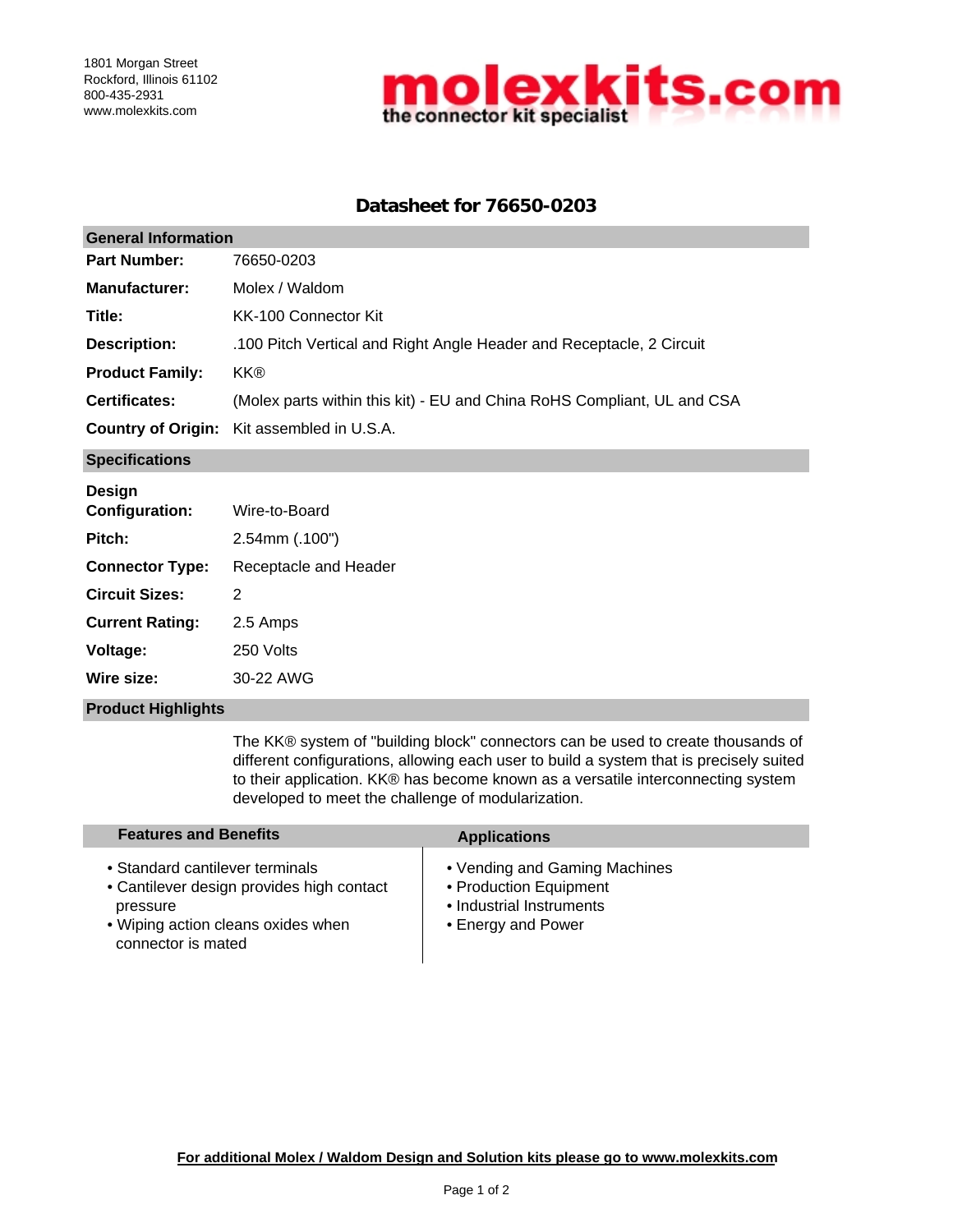1801 Morgan Street
Rockford, Illinois 61102
800-435-2931
www.molexkits.com

**molexkits.com** — the connector kit specialist

# Datasheet for 76650-0203

## General Information

| | |
|---|---|
| **Part Number:** | 76650-0203 |
| **Manufacturer:** | Molex / Waldom |
| **Title:** | KK-100 Connector Kit |
| **Description:** | .100 Pitch Vertical and Right Angle Header and Receptacle, 2 Circuit |
| **Product Family:** | KK® |
| **Certificates:** | (Molex parts within this kit) - EU and China RoHS Compliant, UL and CSA |
| **Country of Origin:** | Kit assembled in U.S.A. |

## Specifications

| | |
|---|---|
| **Design Configuration:** | Wire-to-Board |
| **Pitch:** | 2.54mm (.100") |
| **Connector Type:** | Receptacle and Header |
| **Circuit Sizes:** | 2 |
| **Current Rating:** | 2.5 Amps |
| **Voltage:** | 250 Volts |
| **Wire size:** | 30-22 AWG |

## Product Highlights

The KK® system of "building block" connectors can be used to create thousands of different configurations, allowing each user to build a system that is precisely suited to their application. KK® has become known as a versatile interconnecting system developed to meet the challenge of modularization.

### Features and Benefits

- Standard cantilever terminals
- Cantilever design provides high contact pressure
- Wiping action cleans oxides when connector is mated

### Applications

- Vending and Gaming Machines
- Production Equipment
- Industrial Instruments
- Energy and Power

**For additional Molex / Waldom Design and Solution kits please go to www.molexkits.com**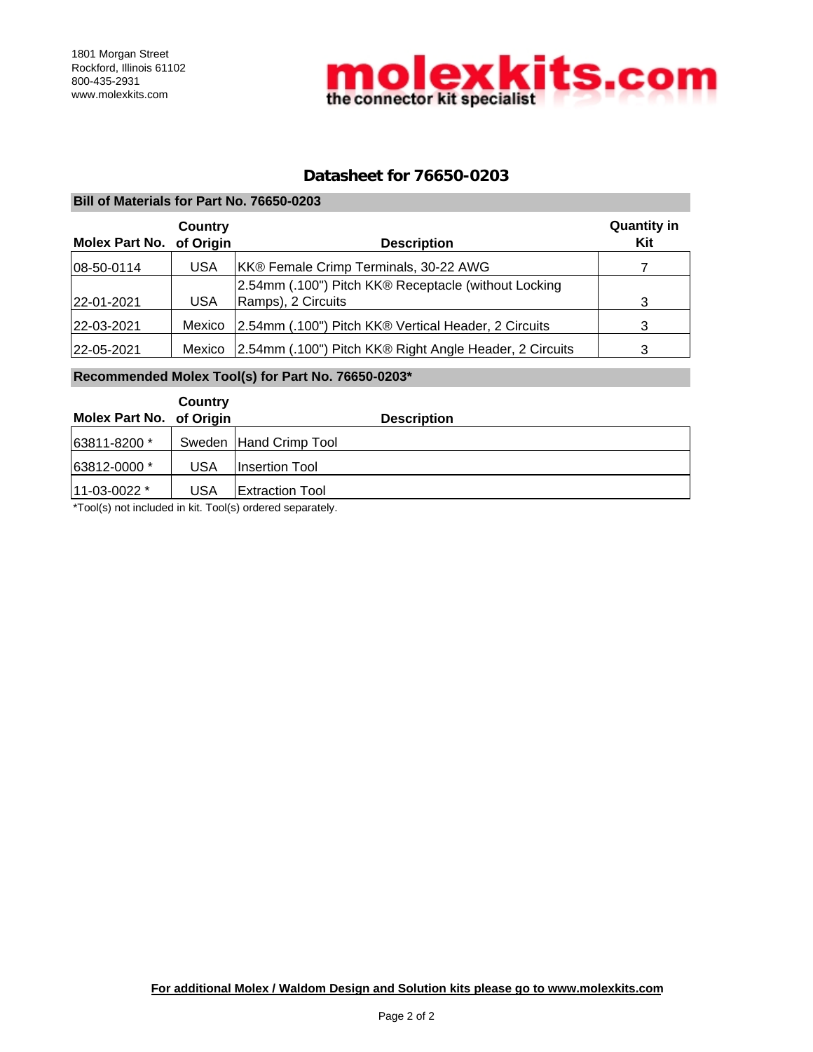1801 Morgan Street
Rockford, Illinois 61102
800-435-2931
www.molexkits.com

molexkits.com
the connector kit specialist

# Datasheet for 76650-0203

## Bill of Materials for Part No. 76650-0203

| Molex Part No. | Country of Origin | Description | Quantity in Kit |
|---|---|---|---|
| 08-50-0114 | USA | KK® Female Crimp Terminals, 30-22 AWG | 7 |
| 22-01-2021 | USA | 2.54mm (.100") Pitch KK® Receptacle (without Locking Ramps), 2 Circuits | 3 |
| 22-03-2021 | Mexico | 2.54mm (.100") Pitch KK® Vertical Header, 2 Circuits | 3 |
| 22-05-2021 | Mexico | 2.54mm (.100") Pitch KK® Right Angle Header, 2 Circuits | 3 |

## Recommended Molex Tool(s) for Part No. 76650-0203*

| Molex Part No. | Country of Origin | Description |
|---|---|---|
| 63811-8200 * | Sweden | Hand Crimp Tool |
| 63812-0000 * | USA | Insertion Tool |
| 11-03-0022 * | USA | Extraction Tool |

*Tool(s) not included in kit. Tool(s) ordered separately.

**For additional Molex / Waldom Design and Solution kits please go to www.molexkits.com**